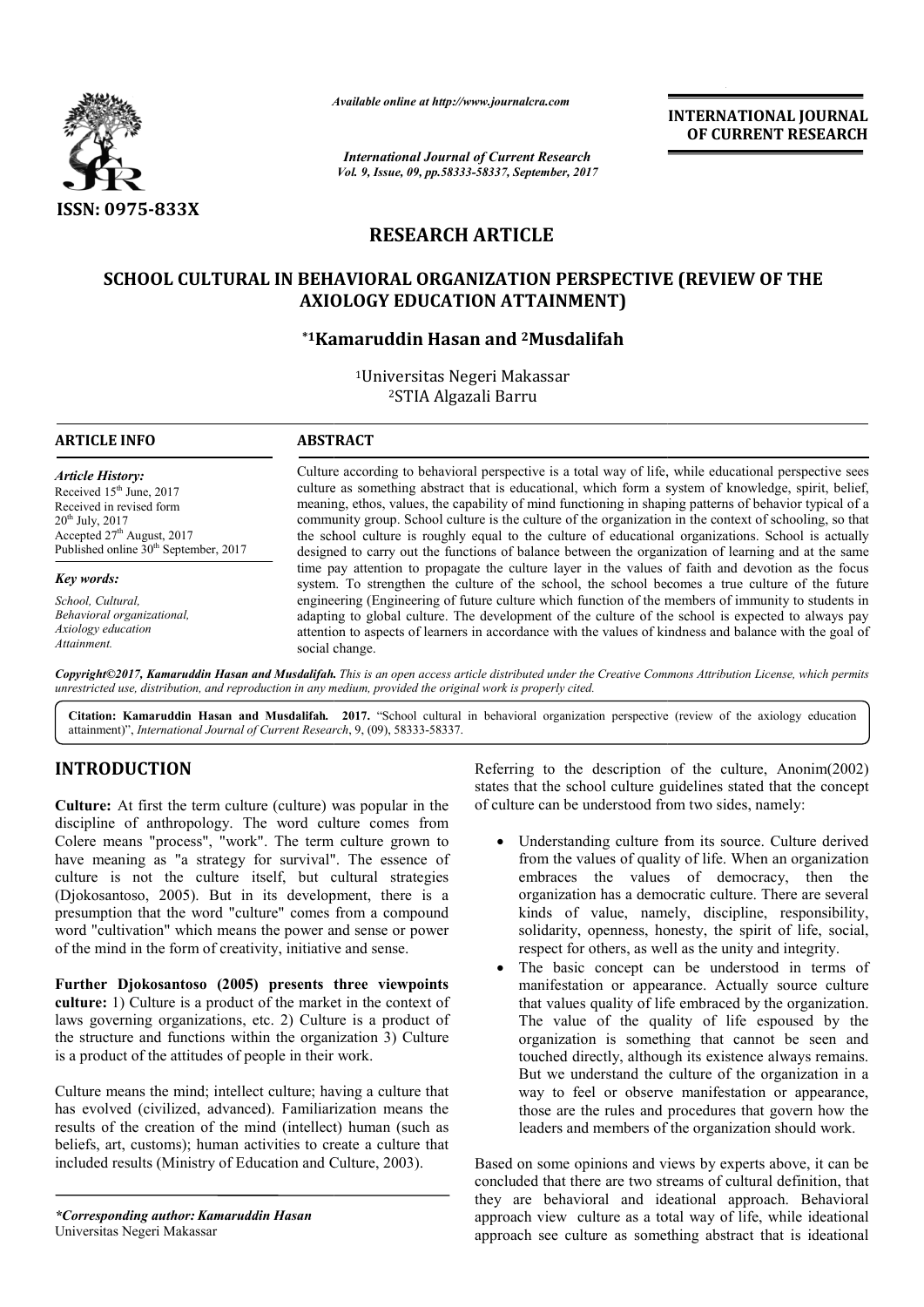ISSN: 0975-833X

*Available online at http://www.journalcra.com*

*International Journal of Current Research*
*Vol. 9, Issue, 09, pp.58333-58337, September, 2017*

**INTERNATIONAL JOURNAL OF CURRENT RESEARCH**

# RESEARCH ARTICLE

## SCHOOL CULTURAL IN BEHAVIORAL ORGANIZATION PERSPECTIVE (REVIEW OF THE AXIOLOGY EDUCATION ATTAINMENT)

**\*[1]Kamaruddin Hasan and [2]Musdalifah**

[1]Universitas Negeri Makassar
[2]STIA Algazali Barru

**ARTICLE INFO**

*Article History:*
Received 15th June, 2017
Received in revised form
20th July, 2017
Accepted 27th August, 2017
Published online 30th September, 2017

*Key words:*
School, Cultural,
Behavioral organizational,
Axiology education
Attainment.

**ABSTRACT**

Culture according to behavioral perspective is a total way of life, while educational perspective sees culture as something abstract that is educational, which form a system of knowledge, spirit, belief, meaning, ethos, values, the capability of mind functioning in shaping patterns of behavior typical of a community group. School culture is the culture of the organization in the context of schooling, so that the school culture is roughly equal to the culture of educational organizations. School is actually designed to carry out the functions of balance between the organization of learning and at the same time pay attention to propagate the culture layer in the values of faith and devotion as the focus system. To strengthen the culture of the school, the school becomes a true culture of the future engineering (Engineering of future culture which function of the members of immunity to students in adapting to global culture. The development of the culture of the school is expected to always pay attention to aspects of learners in accordance with the values of kindness and balance with the goal of social change.

*Copyright©2017, Kamaruddin Hasan and Musdalifah. This is an open access article distributed under the Creative Commons Attribution License, which permits unrestricted use, distribution, and reproduction in any medium, provided the original work is properly cited.*

**Citation: Kamaruddin Hasan and Musdalifah. 2017.** "School cultural in behavioral organization perspective (review of the axiology education attainment)", *International Journal of Current Research*, 9, (09), 58333-58337.

# INTRODUCTION

**Culture:** At first the term culture (culture) was popular in the discipline of anthropology. The word culture comes from Colere means "process", "work". The term culture grown to have meaning as "a strategy for survival". The essence of culture is not the culture itself, but cultural strategies (Djokosantoso, 2005). But in its development, there is a presumption that the word "culture" comes from a compound word "cultivation" which means the power and sense or power of the mind in the form of creativity, initiative and sense.

**Further Djokosantoso (2005) presents three viewpoints culture:** 1) Culture is a product of the market in the context of laws governing organizations, etc. 2) Culture is a product of the structure and functions within the organization 3) Culture is a product of the attitudes of people in their work.

Culture means the mind; intellect culture; having a culture that has evolved (civilized, advanced). Familiarization means the results of the creation of the mind (intellect) human (such as beliefs, art, customs); human activities to create a culture that included results (Ministry of Education and Culture, 2003).

Referring to the description of the culture, Anonim(2002) states that the school culture guidelines stated that the concept of culture can be understood from two sides, namely:

- Understanding culture from its source. Culture derived from the values of quality of life. When an organization embraces the values of democracy, then the organization has a democratic culture. There are several kinds of value, namely, discipline, responsibility, solidarity, openness, honesty, the spirit of life, social, respect for others, as well as the unity and integrity.
- The basic concept can be understood in terms of manifestation or appearance. Actually source culture that values quality of life embraced by the organization. The value of the quality of life espoused by the organization is something that cannot be seen and touched directly, although its existence always remains. But we understand the culture of the organization in a way to feel or observe manifestation or appearance, those are the rules and procedures that govern how the leaders and members of the organization should work.

Based on some opinions and views by experts above, it can be concluded that there are two streams of cultural definition, that they are behavioral and ideational approach. Behavioral approach view culture as a total way of life, while ideational approach see culture as something abstract that is ideational

*\*Corresponding author: Kamaruddin Hasan*
Universitas Negeri Makassar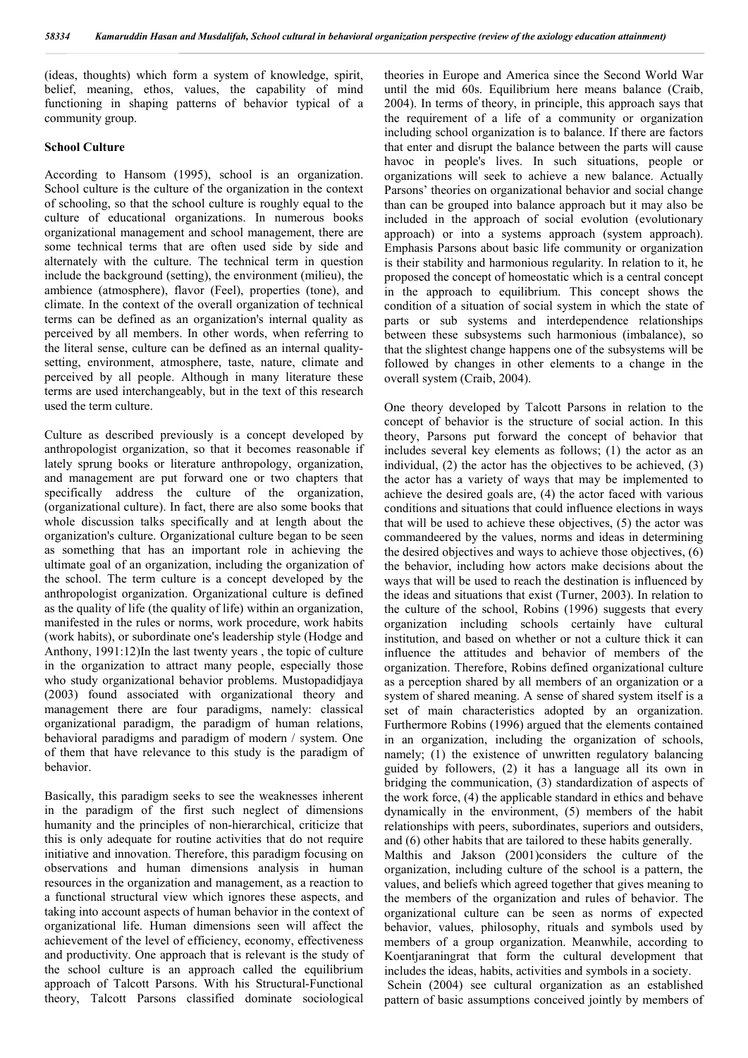(ideas, thoughts) which form a system of knowledge, spirit, belief, meaning, ethos, values, the capability of mind functioning in shaping patterns of behavior typical of a community group.

### School Culture

According to Hansom (1995), school is an organization. School culture is the culture of the organization in the context of schooling, so that the school culture is roughly equal to the culture of educational organizations. In numerous books organizational management and school management, there are some technical terms that are often used side by side and alternately with the culture. The technical term in question include the background (setting), the environment (milieu), the ambience (atmosphere), flavor (Feel), properties (tone), and climate. In the context of the overall organization of technical terms can be defined as an organization's internal quality as perceived by all members. In other words, when referring to the literal sense, culture can be defined as an internal quality-setting, environment, atmosphere, taste, nature, climate and perceived by all people. Although in many literature these terms are used interchangeably, but in the text of this research used the term culture.

Culture as described previously is a concept developed by anthropologist organization, so that it becomes reasonable if lately sprung books or literature anthropology, organization, and management are put forward one or two chapters that specifically address the culture of the organization, (organizational culture). In fact, there are also some books that whole discussion talks specifically and at length about the organization's culture. Organizational culture began to be seen as something that has an important role in achieving the ultimate goal of an organization, including the organization of the school. The term culture is a concept developed by the anthropologist organization. Organizational culture is defined as the quality of life (the quality of life) within an organization, manifested in the rules or norms, work procedure, work habits (work habits), or subordinate one's leadership style (Hodge and Anthony, 1991:12)In the last twenty years , the topic of culture in the organization to attract many people, especially those who study organizational behavior problems. Mustopadidjaya (2003) found associated with organizational theory and management there are four paradigms, namely: classical organizational paradigm, the paradigm of human relations, behavioral paradigms and paradigm of modern / system. One of them that have relevance to this study is the paradigm of behavior.

Basically, this paradigm seeks to see the weaknesses inherent in the paradigm of the first such neglect of dimensions humanity and the principles of non-hierarchical, criticize that this is only adequate for routine activities that do not require initiative and innovation. Therefore, this paradigm focusing on observations and human dimensions analysis in human resources in the organization and management, as a reaction to a functional structural view which ignores these aspects, and taking into account aspects of human behavior in the context of organizational life. Human dimensions seen will affect the achievement of the level of efficiency, economy, effectiveness and productivity. One approach that is relevant is the study of the school culture is an approach called the equilibrium approach of Talcott Parsons. With his Structural-Functional theory, Talcott Parsons classified dominate sociological theories in Europe and America since the Second World War until the mid 60s. Equilibrium here means balance (Craib, 2004). In terms of theory, in principle, this approach says that the requirement of a life of a community or organization including school organization is to balance. If there are factors that enter and disrupt the balance between the parts will cause havoc in people's lives. In such situations, people or organizations will seek to achieve a new balance. Actually Parsons' theories on organizational behavior and social change than can be grouped into balance approach but it may also be included in the approach of social evolution (evolutionary approach) or into a systems approach (system approach). Emphasis Parsons about basic life community or organization is their stability and harmonious regularity. In relation to it, he proposed the concept of homeostatic which is a central concept in the approach to equilibrium. This concept shows the condition of a situation of social system in which the state of parts or sub systems and interdependence relationships between these subsystems such harmonious (imbalance), so that the slightest change happens one of the subsystems will be followed by changes in other elements to a change in the overall system (Craib, 2004).

One theory developed by Talcott Parsons in relation to the concept of behavior is the structure of social action. In this theory, Parsons put forward the concept of behavior that includes several key elements as follows; (1) the actor as an individual, (2) the actor has the objectives to be achieved, (3) the actor has a variety of ways that may be implemented to achieve the desired goals are, (4) the actor faced with various conditions and situations that could influence elections in ways that will be used to achieve these objectives, (5) the actor was commandeered by the values, norms and ideas in determining the desired objectives and ways to achieve those objectives, (6) the behavior, including how actors make decisions about the ways that will be used to reach the destination is influenced by the ideas and situations that exist (Turner, 2003). In relation to the culture of the school, Robins (1996) suggests that every organization including schools certainly have cultural institution, and based on whether or not a culture thick it can influence the attitudes and behavior of members of the organization. Therefore, Robins defined organizational culture as a perception shared by all members of an organization or a system of shared meaning. A sense of shared system itself is a set of main characteristics adopted by an organization. Furthermore Robins (1996) argued that the elements contained in an organization, including the organization of schools, namely; (1) the existence of unwritten regulatory balancing guided by followers, (2) it has a language all its own in bridging the communication, (3) standardization of aspects of the work force, (4) the applicable standard in ethics and behave dynamically in the environment, (5) members of the habit relationships with peers, subordinates, superiors and outsiders, and (6) other habits that are tailored to these habits generally.

Malthis and Jakson (2001)considers the culture of the organization, including culture of the school is a pattern, the values, and beliefs which agreed together that gives meaning to the members of the organization and rules of behavior. The organizational culture can be seen as norms of expected behavior, values, philosophy, rituals and symbols used by members of a group organization. Meanwhile, according to Koentjaraningrat that form the cultural development that includes the ideas, habits, activities and symbols in a society.

Schein (2004) see cultural organization as an established pattern of basic assumptions conceived jointly by members of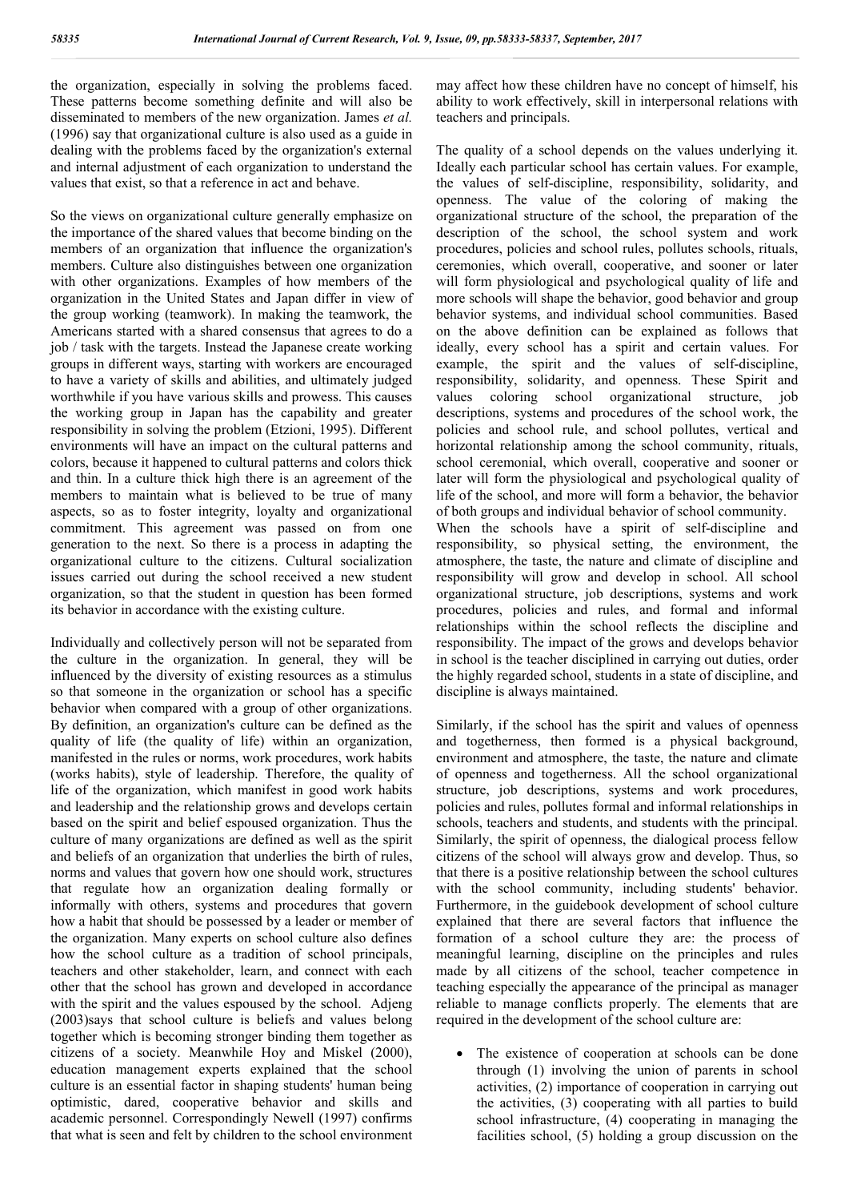the organization, especially in solving the problems faced. These patterns become something definite and will also be disseminated to members of the new organization. James *et al.* (1996) say that organizational culture is also used as a guide in dealing with the problems faced by the organization's external and internal adjustment of each organization to understand the values that exist, so that a reference in act and behave.

So the views on organizational culture generally emphasize on the importance of the shared values that become binding on the members of an organization that influence the organization's members. Culture also distinguishes between one organization with other organizations. Examples of how members of the organization in the United States and Japan differ in view of the group working (teamwork). In making the teamwork, the Americans started with a shared consensus that agrees to do a job / task with the targets. Instead the Japanese create working groups in different ways, starting with workers are encouraged to have a variety of skills and abilities, and ultimately judged worthwhile if you have various skills and prowess. This causes the working group in Japan has the capability and greater responsibility in solving the problem (Etzioni, 1995). Different environments will have an impact on the cultural patterns and colors, because it happened to cultural patterns and colors thick and thin. In a culture thick high there is an agreement of the members to maintain what is believed to be true of many aspects, so as to foster integrity, loyalty and organizational commitment. This agreement was passed on from one generation to the next. So there is a process in adapting the organizational culture to the citizens. Cultural socialization issues carried out during the school received a new student organization, so that the student in question has been formed its behavior in accordance with the existing culture.

Individually and collectively person will not be separated from the culture in the organization. In general, they will be influenced by the diversity of existing resources as a stimulus so that someone in the organization or school has a specific behavior when compared with a group of other organizations. By definition, an organization's culture can be defined as the quality of life (the quality of life) within an organization, manifested in the rules or norms, work procedures, work habits (works habits), style of leadership. Therefore, the quality of life of the organization, which manifest in good work habits and leadership and the relationship grows and develops certain based on the spirit and belief espoused organization. Thus the culture of many organizations are defined as well as the spirit and beliefs of an organization that underlies the birth of rules, norms and values that govern how one should work, structures that regulate how an organization dealing formally or informally with others, systems and procedures that govern how a habit that should be possessed by a leader or member of the organization. Many experts on school culture also defines how the school culture as a tradition of school principals, teachers and other stakeholder, learn, and connect with each other that the school has grown and developed in accordance with the spirit and the values espoused by the school. Adjeng (2003)says that school culture is beliefs and values belong together which is becoming stronger binding them together as citizens of a society. Meanwhile Hoy and Miskel (2000), education management experts explained that the school culture is an essential factor in shaping students' human being optimistic, dared, cooperative behavior and skills and academic personnel. Correspondingly Newell (1997) confirms that what is seen and felt by children to the school environment may affect how these children have no concept of himself, his ability to work effectively, skill in interpersonal relations with teachers and principals.

The quality of a school depends on the values underlying it. Ideally each particular school has certain values. For example, the values of self-discipline, responsibility, solidarity, and openness. The value of the coloring of making the organizational structure of the school, the preparation of the description of the school, the school system and work procedures, policies and school rules, pollutes schools, rituals, ceremonies, which overall, cooperative, and sooner or later will form physiological and psychological quality of life and more schools will shape the behavior, good behavior and group behavior systems, and individual school communities. Based on the above definition can be explained as follows that ideally, every school has a spirit and certain values. For example, the spirit and the values of self-discipline, responsibility, solidarity, and openness. These Spirit and values coloring school organizational structure, job descriptions, systems and procedures of the school work, the policies and school rule, and school pollutes, vertical and horizontal relationship among the school community, rituals, school ceremonial, which overall, cooperative and sooner or later will form the physiological and psychological quality of life of the school, and more will form a behavior, the behavior of both groups and individual behavior of school community.
When the schools have a spirit of self-discipline and responsibility, so physical setting, the environment, the atmosphere, the taste, the nature and climate of discipline and responsibility will grow and develop in school. All school organizational structure, job descriptions, systems and work procedures, policies and rules, and formal and informal relationships within the school reflects the discipline and responsibility. The impact of the grows and develops behavior in school is the teacher disciplined in carrying out duties, order the highly regarded school, students in a state of discipline, and discipline is always maintained.

Similarly, if the school has the spirit and values of openness and togetherness, then formed is a physical background, environment and atmosphere, the taste, the nature and climate of openness and togetherness. All the school organizational structure, job descriptions, systems and work procedures, policies and rules, pollutes formal and informal relationships in schools, teachers and students, and students with the principal. Similarly, the spirit of openness, the dialogical process fellow citizens of the school will always grow and develop. Thus, so that there is a positive relationship between the school cultures with the school community, including students' behavior. Furthermore, in the guidebook development of school culture explained that there are several factors that influence the formation of a school culture they are: the process of meaningful learning, discipline on the principles and rules made by all citizens of the school, teacher competence in teaching especially the appearance of the principal as manager reliable to manage conflicts properly. The elements that are required in the development of the school culture are:

- The existence of cooperation at schools can be done through (1) involving the union of parents in school activities, (2) importance of cooperation in carrying out the activities, (3) cooperating with all parties to build school infrastructure, (4) cooperating in managing the facilities school, (5) holding a group discussion on the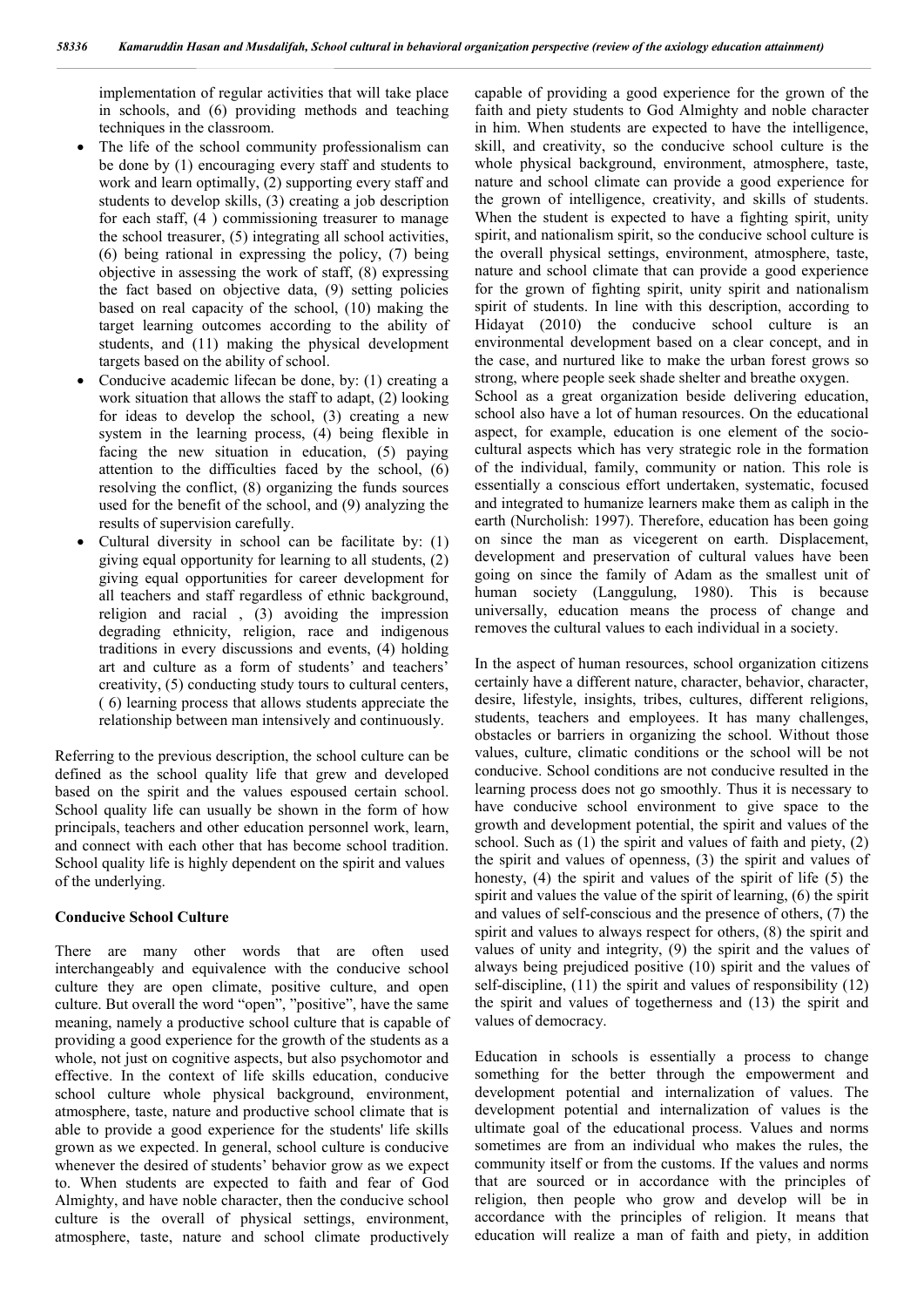implementation of regular activities that will take place in schools, and (6) providing methods and teaching techniques in the classroom.

- The life of the school community professionalism can be done by (1) encouraging every staff and students to work and learn optimally, (2) supporting every staff and students to develop skills, (3) creating a job description for each staff, (4 ) commissioning treasurer to manage the school treasurer, (5) integrating all school activities, (6) being rational in expressing the policy, (7) being objective in assessing the work of staff, (8) expressing the fact based on objective data, (9) setting policies based on real capacity of the school, (10) making the target learning outcomes according to the ability of students, and (11) making the physical development targets based on the ability of school.
- Conducive academic lifecan be done, by: (1) creating a work situation that allows the staff to adapt, (2) looking for ideas to develop the school, (3) creating a new system in the learning process, (4) being flexible in facing the new situation in education, (5) paying attention to the difficulties faced by the school, (6) resolving the conflict, (8) organizing the funds sources used for the benefit of the school, and (9) analyzing the results of supervision carefully.
- Cultural diversity in school can be facilitate by: (1) giving equal opportunity for learning to all students, (2) giving equal opportunities for career development for all teachers and staff regardless of ethnic background, religion and racial , (3) avoiding the impression degrading ethnicity, religion, race and indigenous traditions in every discussions and events, (4) holding art and culture as a form of students' and teachers' creativity, (5) conducting study tours to cultural centers, ( 6) learning process that allows students appreciate the relationship between man intensively and continuously.

Referring to the previous description, the school culture can be defined as the school quality life that grew and developed based on the spirit and the values espoused certain school. School quality life can usually be shown in the form of how principals, teachers and other education personnel work, learn, and connect with each other that has become school tradition. School quality life is highly dependent on the spirit and values of the underlying.

**Conducive School Culture**

There are many other words that are often used interchangeably and equivalence with the conducive school culture they are open climate, positive culture, and open culture. But overall the word "open", "positive", have the same meaning, namely a productive school culture that is capable of providing a good experience for the growth of the students as a whole, not just on cognitive aspects, but also psychomotor and effective. In the context of life skills education, conducive school culture whole physical background, environment, atmosphere, taste, nature and productive school climate that is able to provide a good experience for the students' life skills grown as we expected. In general, school culture is conducive whenever the desired of students' behavior grow as we expect to. When students are expected to faith and fear of God Almighty, and have noble character, then the conducive school culture is the overall of physical settings, environment, atmosphere, taste, nature and school climate productively capable of providing a good experience for the grown of the faith and piety students to God Almighty and noble character in him. When students are expected to have the intelligence, skill, and creativity, so the conducive school culture is the whole physical background, environment, atmosphere, taste, nature and school climate that can provide a good experience for the grown of intelligence, creativity, and skills of students. When the student is expected to have a fighting spirit, unity spirit, and nationalism spirit, so the conducive school culture is the overall physical settings, environment, atmosphere, taste, nature and school climate that can provide a good experience for the grown of fighting spirit, unity spirit and nationalism spirit of students. In line with this description, according to Hidayat (2010) the conducive school culture is an environmental development based on a clear concept, and in the case, and nurtured like to make the urban forest grows so strong, where people seek shade shelter and breathe oxygen.

School as a great organization beside delivering education, school also have a lot of human resources. On the educational aspect, for example, education is one element of the socio-cultural aspects which has very strategic role in the formation of the individual, family, community or nation. This role is essentially a conscious effort undertaken, systematic, focused and integrated to humanize learners make them as caliph in the earth (Nurcholish: 1997). Therefore, education has been going on since the man as vicegerent on earth. Displacement, development and preservation of cultural values have been going on since the family of Adam as the smallest unit of human society (Langgulung, 1980). This is because universally, education means the process of change and removes the cultural values to each individual in a society.

In the aspect of human resources, school organization citizens certainly have a different nature, character, behavior, character, desire, lifestyle, insights, tribes, cultures, different religions, students, teachers and employees. It has many challenges, obstacles or barriers in organizing the school. Without those values, culture, climatic conditions or the school will be not conducive. School conditions are not conducive resulted in the learning process does not go smoothly. Thus it is necessary to have conducive school environment to give space to the growth and development potential, the spirit and values of the school. Such as (1) the spirit and values of faith and piety, (2) the spirit and values of openness, (3) the spirit and values of honesty, (4) the spirit and values of the spirit of life (5) the spirit and values the value of the spirit of learning, (6) the spirit and values of self-conscious and the presence of others, (7) the spirit and values to always respect for others, (8) the spirit and values of unity and integrity, (9) the spirit and the values of always being prejudiced positive (10) spirit and the values of self-discipline, (11) the spirit and values of responsibility (12) the spirit and values of togetherness and (13) the spirit and values of democracy.

Education in schools is essentially a process to change something for the better through the empowerment and development potential and internalization of values. The development potential and internalization of values is the ultimate goal of the educational process. Values and norms sometimes are from an individual who makes the rules, the community itself or from the customs. If the values and norms that are sourced or in accordance with the principles of religion, then people who grow and develop will be in accordance with the principles of religion. It means that education will realize a man of faith and piety, in addition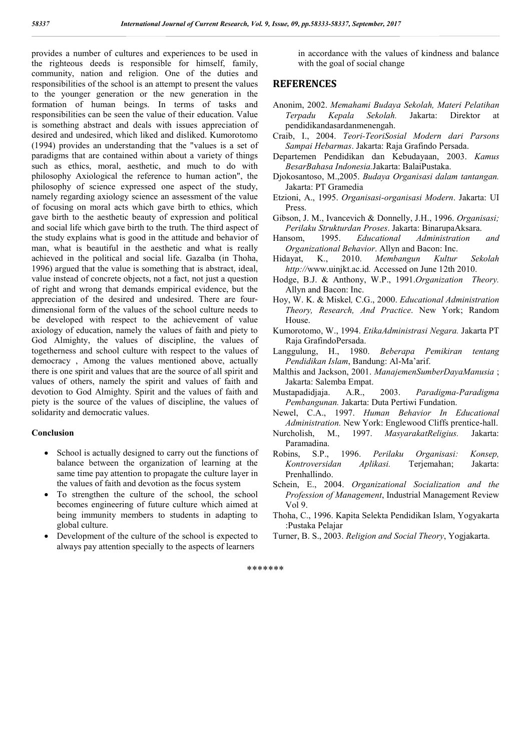provides a number of cultures and experiences to be used in the righteous deeds is responsible for himself, family, community, nation and religion. One of the duties and responsibilities of the school is an attempt to present the values to the younger generation or the new generation in the formation of human beings. In terms of tasks and responsibilities can be seen the value of their education. Value is something abstract and deals with issues appreciation of desired and undesired, which liked and disliked. Kumorotomo (1994) provides an understanding that the "values is a set of paradigms that are contained within about a variety of things such as ethics, moral, aesthetic, and much to do with philosophy Axiological the reference to human action", the philosophy of science expressed one aspect of the study, namely regarding axiology science an assessment of the value of focusing on moral acts which gave birth to ethics, which gave birth to the aesthetic beauty of expression and political and social life which gave birth to the truth. The third aspect of the study explains what is good in the attitude and behavior of man, what is beautiful in the aesthetic and what is really achieved in the political and social life. Gazalba (in Thoha, 1996) argued that the value is something that is abstract, ideal, value instead of concrete objects, not a fact, not just a question of right and wrong that demands empirical evidence, but the appreciation of the desired and undesired. There are four-dimensional form of the values of the school culture needs to be developed with respect to the achievement of value axiology of education, namely the values of faith and piety to God Almighty, the values of discipline, the values of togetherness and school culture with respect to the values of democracy , Among the values mentioned above, actually there is one spirit and values that are the source of all spirit and values of others, namely the spirit and values of faith and devotion to God Almighty. Spirit and the values of faith and piety is the source of the values of discipline, the values of solidarity and democratic values.

### Conclusion

- School is actually designed to carry out the functions of balance between the organization of learning at the same time pay attention to propagate the culture layer in the values of faith and devotion as the focus system
- To strengthen the culture of the school, the school becomes engineering of future culture which aimed at being immunity members to students in adapting to global culture.
- Development of the culture of the school is expected to always pay attention specially to the aspects of learners in accordance with the values of kindness and balance with the goal of social change

## REFERENCES

Anonim, 2002. *Memahami Budaya Sekolah, Materi Pelatihan Terpadu Kepala Sekolah.* Jakarta: Direktor at pendidikandasardanmenengah.

Craib, I., 2004. *Teori-TeoriSosial Modern dari Parsons Sampai Hebarmas*. Jakarta: Raja Grafindo Persada.

Departemen Pendidikan dan Kebudayaan, 2003. *Kamus BesarBahasa Indonesia*.Jakarta: BalaiPustaka.

Djokosantoso, M.,2005. *Budaya Organisasi dalam tantangan.* Jakarta: PT Gramedia

Etzioni, A., 1995. *Organisasi-organisasi Modern*. Jakarta: UI Press.

Gibson, J. M., Ivancevich & Donnelly, J.H., 1996. *Organisasi; Perilaku Strukturdan Proses*. Jakarta: BinarupaAksara.

Hansom, 1995. *Educational Administration and Organizational Behavior*. Allyn and Bacon: Inc.

Hidayat, K., 2010. *Membangun Kultur Sekolah http://*www.uinjkt.ac.id*.* Accessed on June 12th 2010.

Hodge, B.J. & Anthony, W.P., 1991.*Organization Theory.* Allyn and Bacon: Inc.

Hoy, W. K. & Miskel*,* C.G., 2000. *Educational Administration Theory, Research, And Practice*. New York; Random House.

Kumorotomo, W., 1994. *EtikaAdministrasi Negara.* Jakarta PT Raja GrafindoPersada.

Langgulung, H., 1980. *Beberapa Pemikiran tentang Pendidikan Islam*, Bandung: Al-Ma'arif.

Malthis and Jackson, 2001. *ManajemenSumberDayaManusia* ; Jakarta: Salemba Empat.

Mustapadidjaja. A.R., 2003. *Paradigma-Paradigma Pembangunan.* Jakarta: Duta Pertiwi Fundation.

Newel, C.A., 1997. *Human Behavior In Educational Administration.* New York: Englewood Cliffs prentice-hall.

Nurcholish, M., 1997. *MasyarakatReligius.* Jakarta: Paramadina.

Robins, S.P., 1996. *Perilaku Organisasi: Konsep, Kontroversidan Aplikasi.* Terjemahan; Jakarta: Prenhallindo.

Schein, E., 2004. *Organizational Socialization and the Profession of Management*, Industrial Management Review Vol 9.

Thoha, C., 1996. Kapita Selekta Pendidikan Islam, Yogyakarta :Pustaka Pelajar

Turner, B. S., 2003. *Religion and Social Theory*, Yogjakarta.

*******